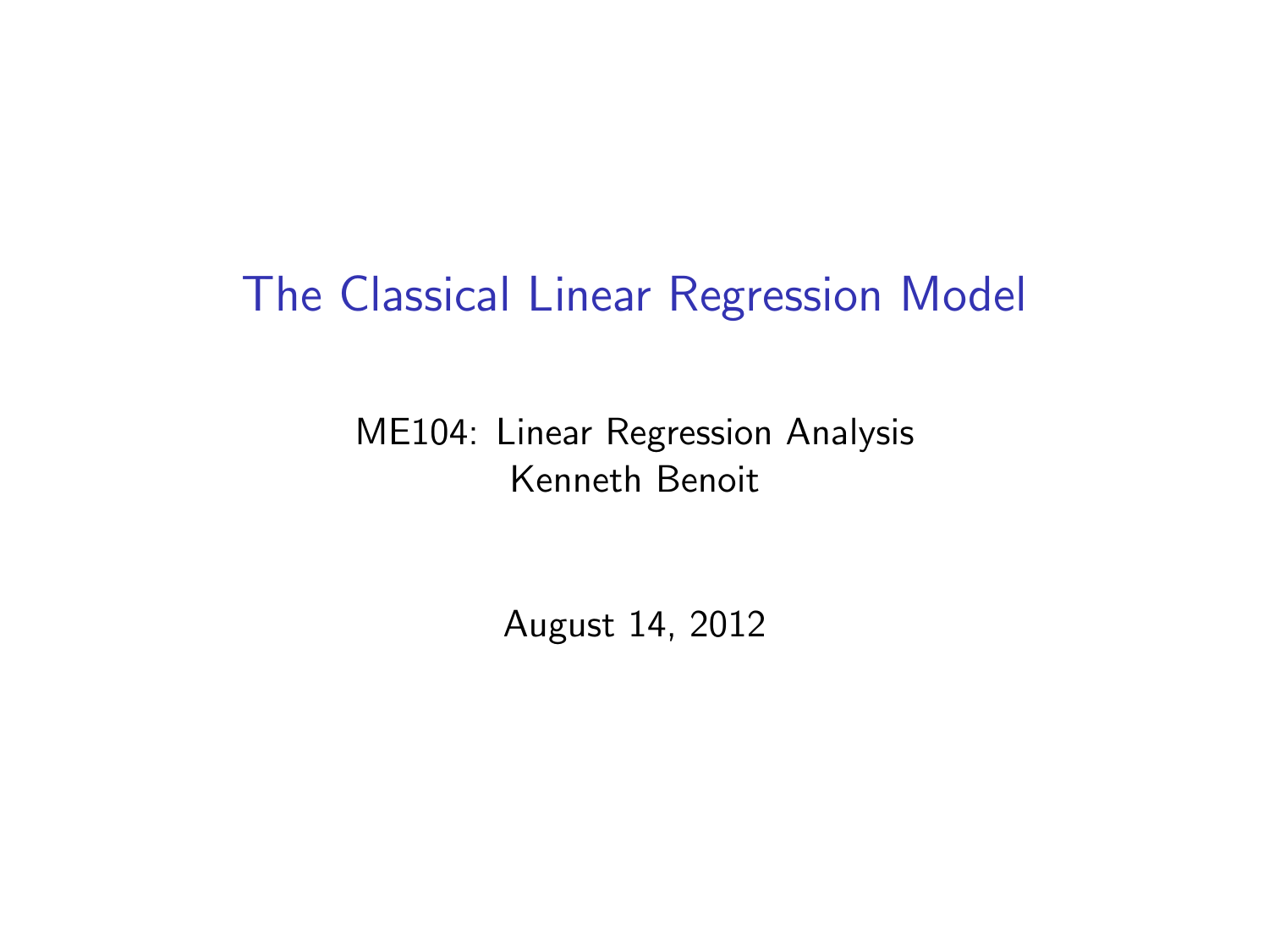# The Classical Linear Regression Model

ME104: Linear Regression Analysis
Kenneth Benoit

August 14, 2012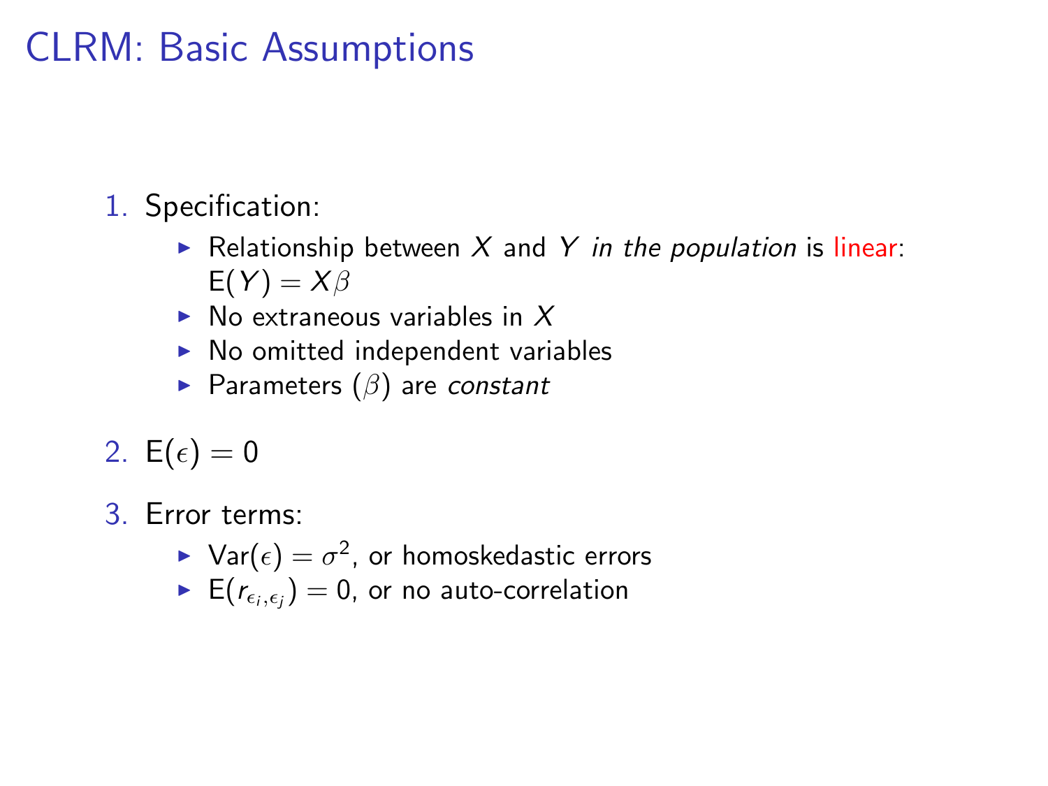# CLRM: Basic Assumptions

1. Specification:
   - Relationship between $X$ and $Y$ *in the population* is linear: $\mathrm{E}(Y) = X\beta$
   - No extraneous variables in $X$
   - No omitted independent variables
   - Parameters ($\beta$) are *constant*

2. $\mathrm{E}(\epsilon) = 0$

3. Error terms:
   - $\mathrm{Var}(\epsilon) = \sigma^2$, or homoskedastic errors
   - $\mathrm{E}(r_{\epsilon_i,\epsilon_j}) = 0$, or no auto-correlation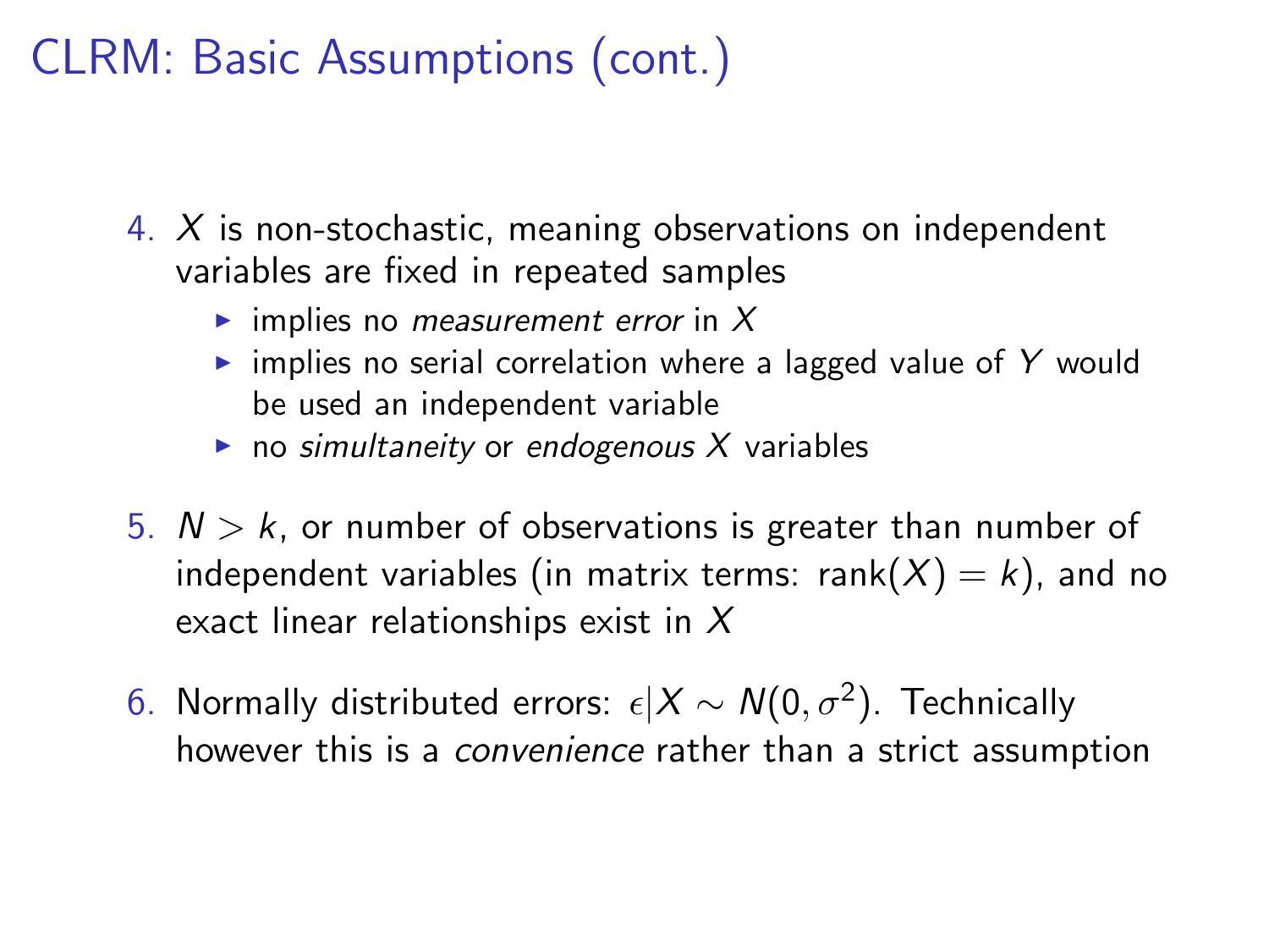# CLRM: Basic Assumptions (cont.)

4. $X$ is non-stochastic, meaning observations on independent variables are fixed in repeated samples
   - implies no *measurement error* in $X$
   - implies no serial correlation where a lagged value of $Y$ would be used an independent variable
   - no *simultaneity* or *endogenous* $X$ variables
5. $N > k$, or number of observations is greater than number of independent variables (in matrix terms: $\text{rank}(X) = k$), and no exact linear relationships exist in $X$
6. Normally distributed errors: $\epsilon | X \sim N(0, \sigma^2)$. Technically however this is a *convenience* rather than a strict assumption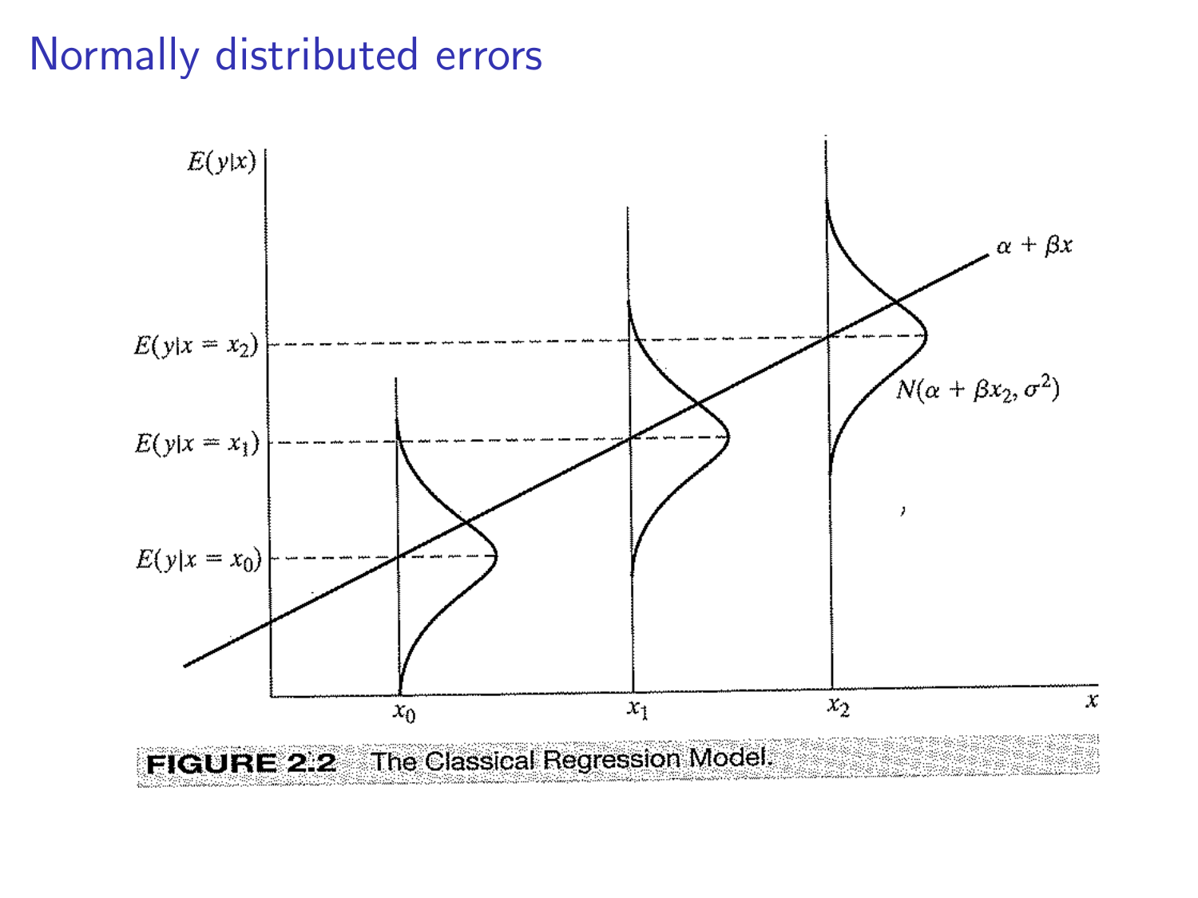# Normally distributed errors

FIGURE 2.2 The Classical Regression Model.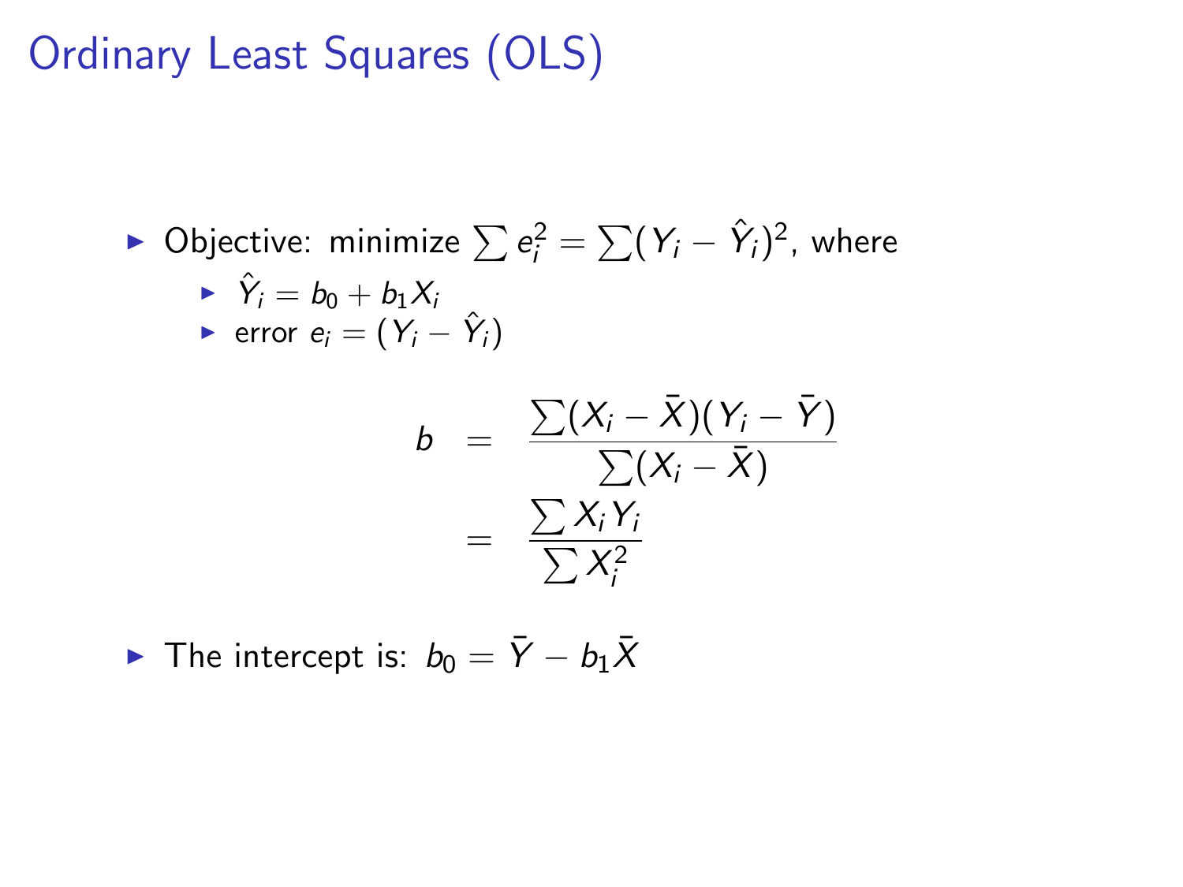# Ordinary Least Squares (OLS)

- Objective: minimize $\sum e_i^2 = \sum(Y_i - \hat{Y}_i)^2$, where
  - $\hat{Y}_i = b_0 + b_1 X_i$
  - error $e_i = (Y_i - \hat{Y}_i)$

$$
\begin{aligned}
b &= \frac{\sum(X_i - \bar{X})(Y_i - \bar{Y})}{\sum(X_i - \bar{X})} \\
&= \frac{\sum X_i Y_i}{\sum X_i^2}
\end{aligned}
$$

- The intercept is: $b_0 = \bar{Y} - b_1 \bar{X}$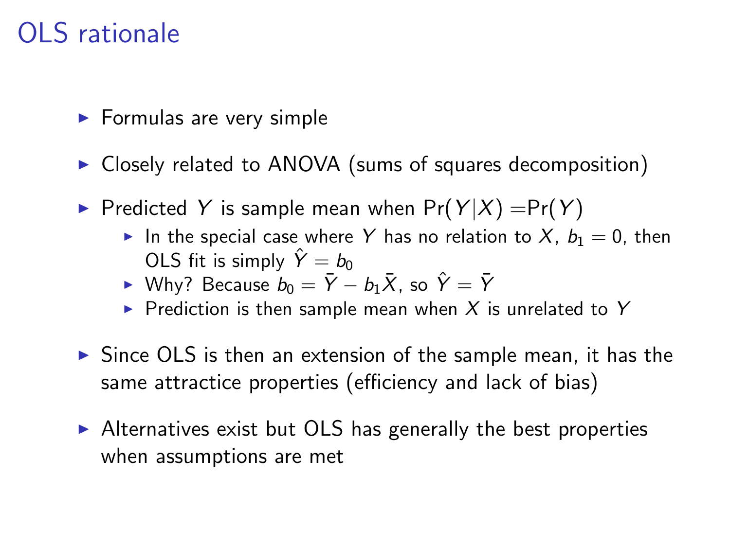# OLS rationale

- Formulas are very simple
- Closely related to ANOVA (sums of squares decomposition)
- Predicted $Y$ is sample mean when $\Pr(Y|X) = \Pr(Y)$
  - In the special case where $Y$ has no relation to $X$, $b_1 = 0$, then OLS fit is simply $\hat{Y} = b_0$
  - Why? Because $b_0 = \bar{Y} - b_1\bar{X}$, so $\hat{Y} = \bar{Y}$
  - Prediction is then sample mean when $X$ is unrelated to $Y$
- Since OLS is then an extension of the sample mean, it has the same attractice properties (efficiency and lack of bias)
- Alternatives exist but OLS has generally the best properties when assumptions are met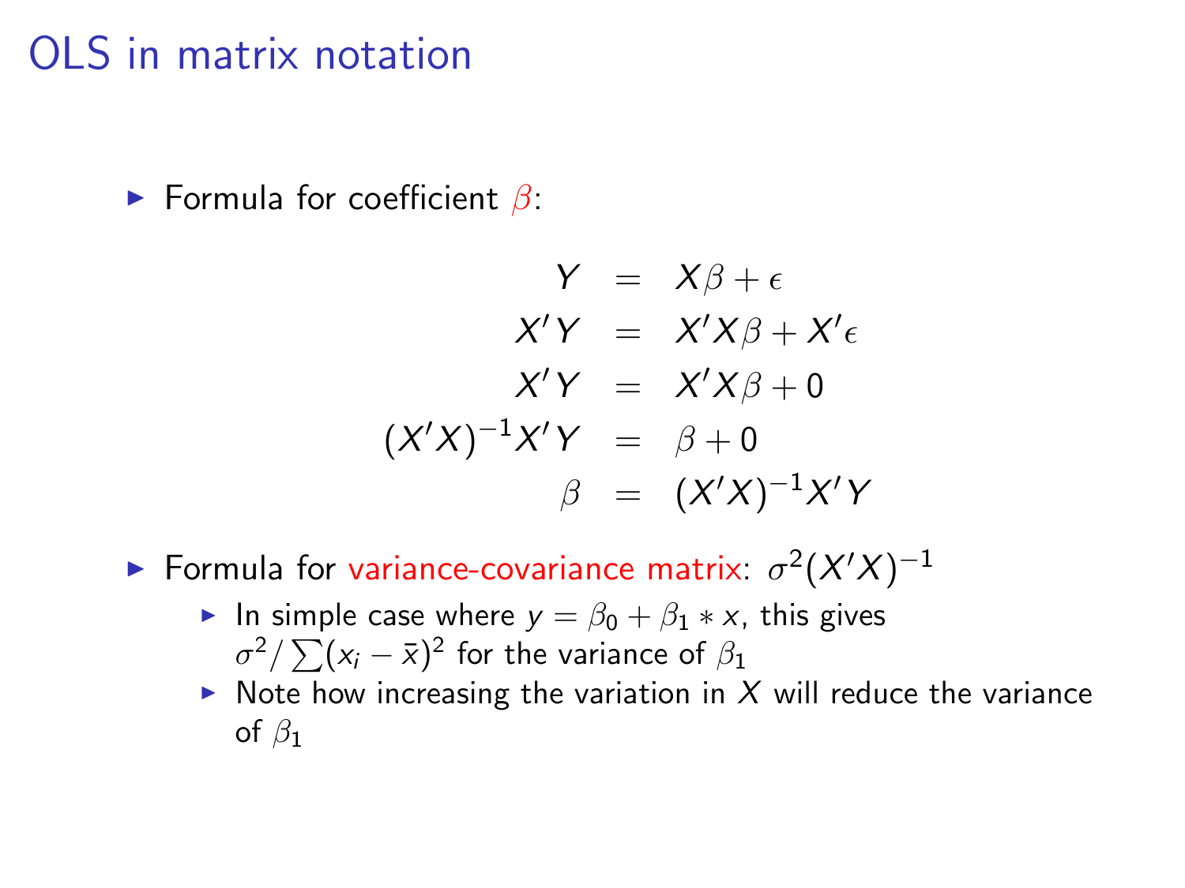# OLS in matrix notation

- Formula for coefficient $\beta$:

$$
\begin{aligned}
Y &= X\beta + \epsilon \\
X'Y &= X'X\beta + X'\epsilon \\
X'Y &= X'X\beta + 0 \\
(X'X)^{-1}X'Y &= \beta + 0 \\
\beta &= (X'X)^{-1}X'Y
\end{aligned}
$$

- Formula for variance-covariance matrix: $\sigma^2(X'X)^{-1}$
  - In simple case where $y = \beta_0 + \beta_1 * x$, this gives $\sigma^2 / \sum(x_i - \bar{x})^2$ for the variance of $\beta_1$
  - Note how increasing the variation in $X$ will reduce the variance of $\beta_1$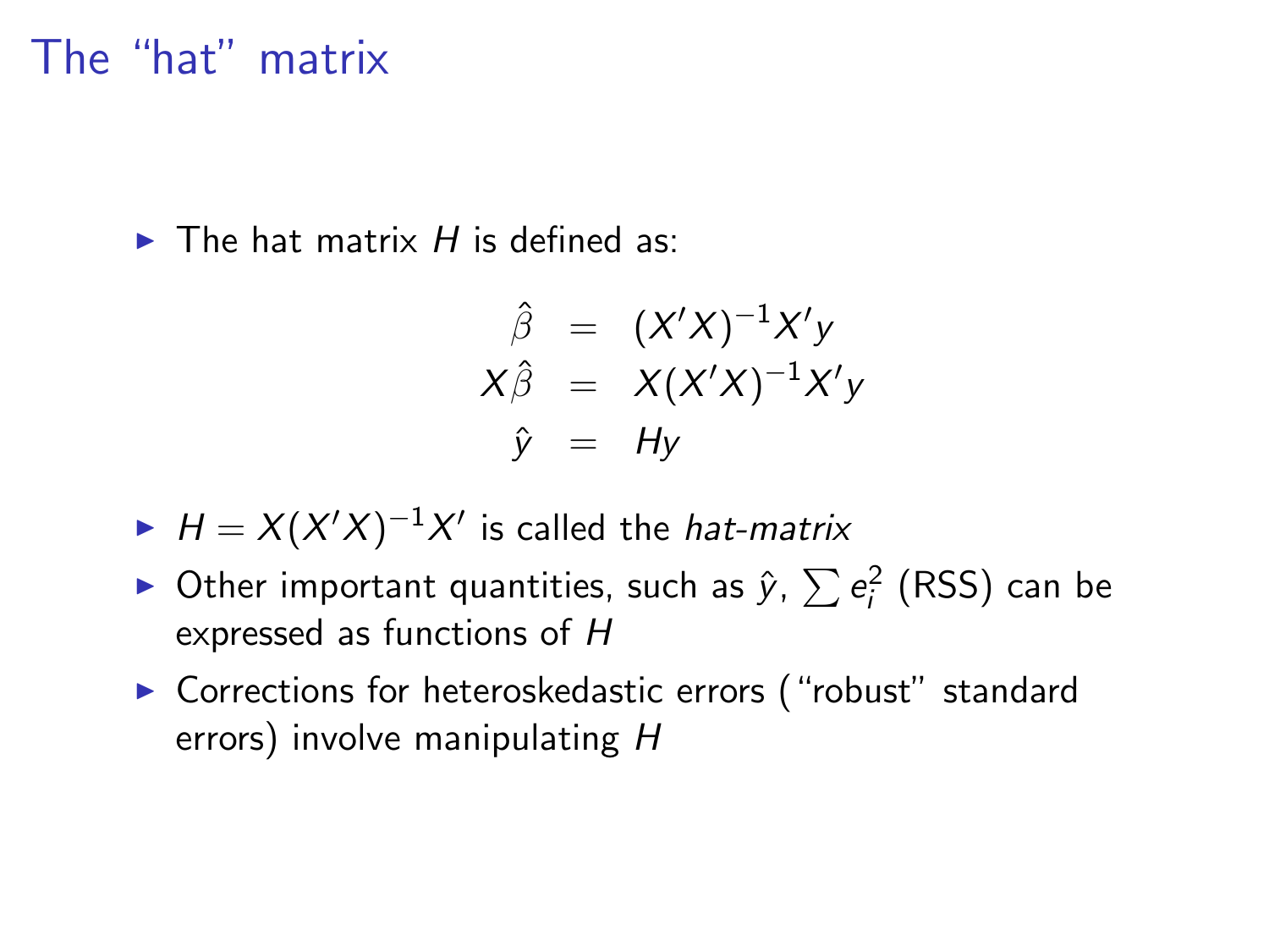# The "hat" matrix

- The hat matrix $H$ is defined as:

$$
\begin{aligned}
\hat{\beta} &= (X'X)^{-1}X'y \\
X\hat{\beta} &= X(X'X)^{-1}X'y \\
\hat{y} &= Hy
\end{aligned}
$$

- $H = X(X'X)^{-1}X'$ is called the *hat-matrix*
- Other important quantities, such as $\hat{y}$, $\sum e_i^2$ (RSS) can be expressed as functions of $H$
- Corrections for heteroskedastic errors ("robust" standard errors) involve manipulating $H$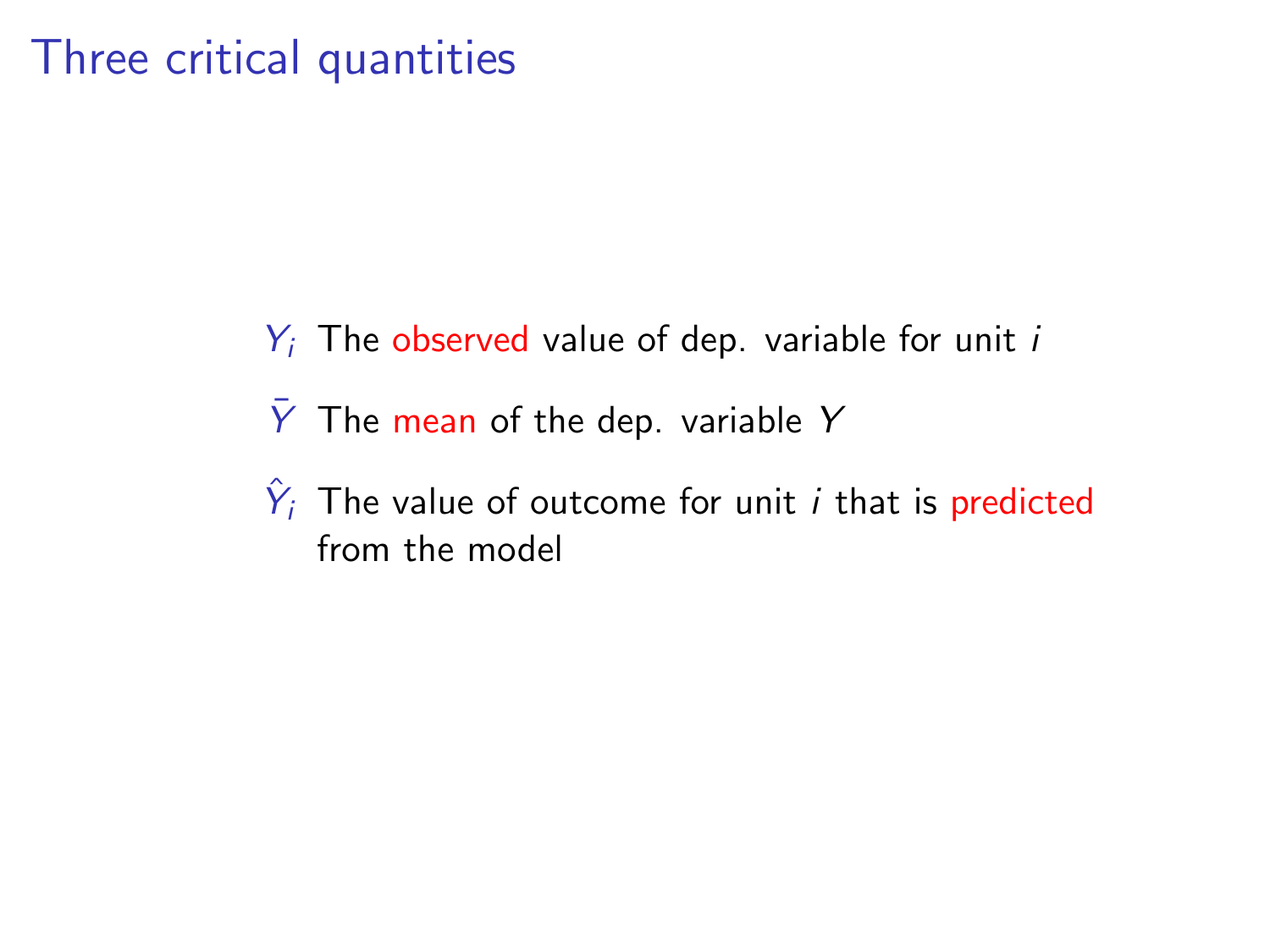# Three critical quantities

- $Y_i$ The observed value of dep. variable for unit $i$
- $\bar{Y}$ The mean of the dep. variable $Y$
- $\hat{Y}_i$ The value of outcome for unit $i$ that is predicted from the model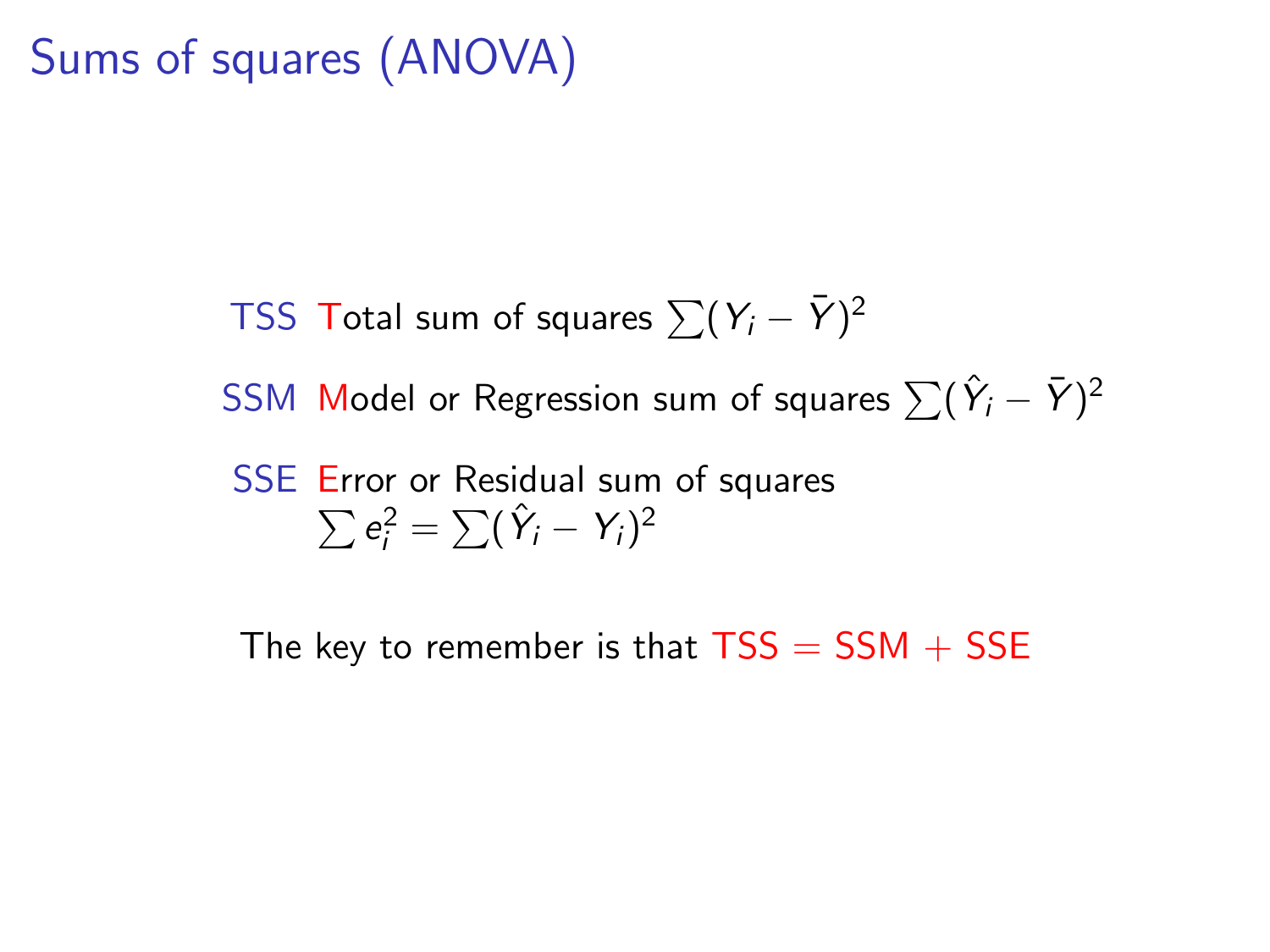# Sums of squares (ANOVA)

**TSS** Total sum of squares $\sum(Y_i - \bar{Y})^2$

**SSM** Model or Regression sum of squares $\sum(\hat{Y}_i - \bar{Y})^2$

**SSE** Error or Residual sum of squares $\sum e_i^2 = \sum(\hat{Y}_i - Y_i)^2$

The key to remember is that TSS = SSM + SSE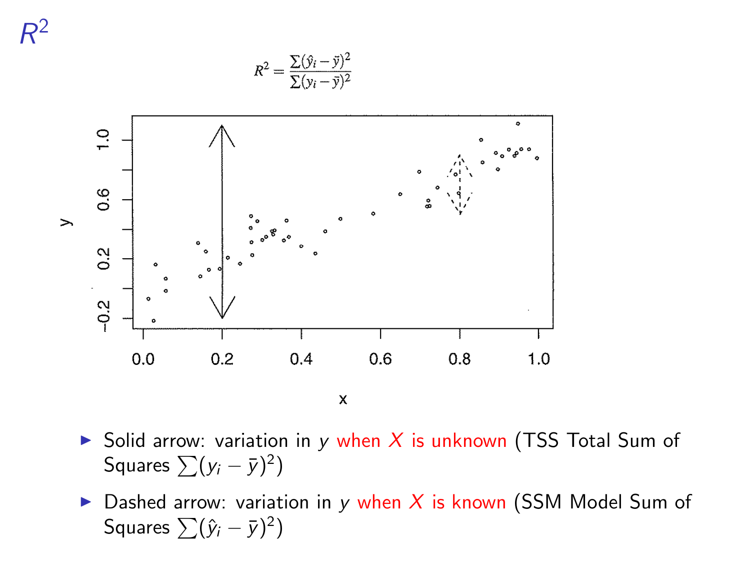# $R^2$

$$R^2 = \frac{\sum(\hat{y}_i - \bar{y})^2}{\sum(y_i - \bar{y})^2}$$

- Solid arrow: variation in $y$ when $X$ is unknown (TSS Total Sum of Squares $\sum(y_i - \bar{y})^2$)
- Dashed arrow: variation in $y$ when $X$ is known (SSM Model Sum of Squares $\sum(\hat{y}_i - \bar{y})^2$)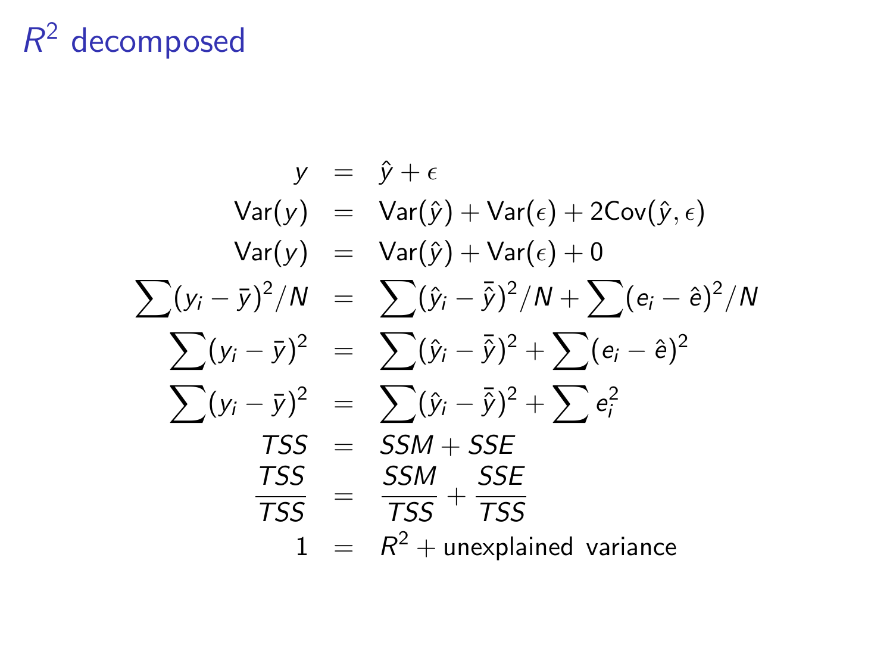# $R^2$ decomposed

$$
\begin{aligned}
y &= \hat{y} + \epsilon \\
\text{Var}(y) &= \text{Var}(\hat{y}) + \text{Var}(\epsilon) + 2\text{Cov}(\hat{y}, \epsilon) \\
\text{Var}(y) &= \text{Var}(\hat{y}) + \text{Var}(\epsilon) + 0 \\
\sum (y_i - \bar{y})^2 / N &= \sum (\hat{y}_i - \bar{\hat{y}})^2 / N + \sum (e_i - \hat{e})^2 / N \\
\sum (y_i - \bar{y})^2 &= \sum (\hat{y}_i - \bar{\hat{y}})^2 + \sum (e_i - \hat{e})^2 \\
\sum (y_i - \bar{y})^2 &= \sum (\hat{y}_i - \bar{\hat{y}})^2 + \sum e_i^2 \\
TSS &= SSM + SSE \\
\frac{TSS}{TSS} &= \frac{SSM}{TSS} + \frac{SSE}{TSS} \\
1 &= R^2 + \text{unexplained variance}
\end{aligned}
$$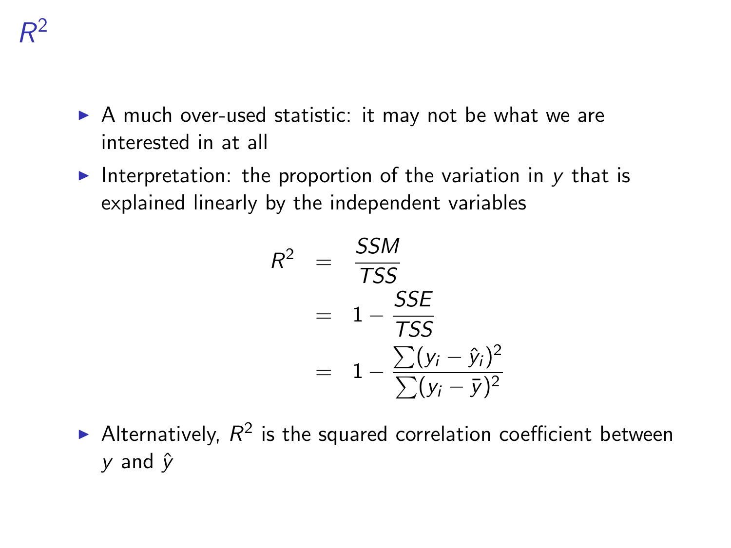# $R^2$

- A much over-used statistic: it may not be what we are interested in at all
- Interpretation: the proportion of the variation in $y$ that is explained linearly by the independent variables

$$
\begin{aligned}
R^2 &= \frac{SSM}{TSS} \\
&= 1 - \frac{SSE}{TSS} \\
&= 1 - \frac{\sum(y_i - \hat{y}_i)^2}{\sum(y_i - \bar{y})^2}
\end{aligned}
$$

- Alternatively, $R^2$ is the squared correlation coefficient between $y$ and $\hat{y}$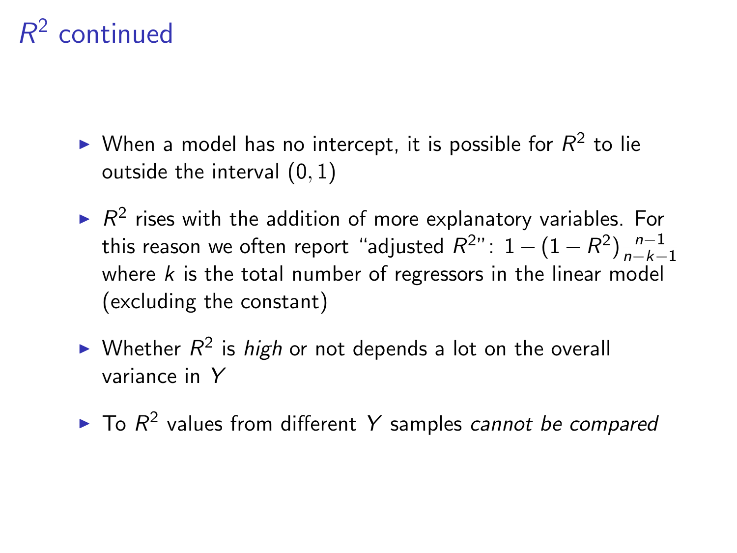# $R^2$ continued

- When a model has no intercept, it is possible for $R^2$ to lie outside the interval $(0, 1)$
- $R^2$ rises with the addition of more explanatory variables. For this reason we often report "adjusted $R^2$": $1 - (1 - R^2)\frac{n-1}{n-k-1}$ where $k$ is the total number of regressors in the linear model (excluding the constant)
- Whether $R^2$ is *high* or not depends a lot on the overall variance in $Y$
- To $R^2$ values from different $Y$ samples *cannot be compared*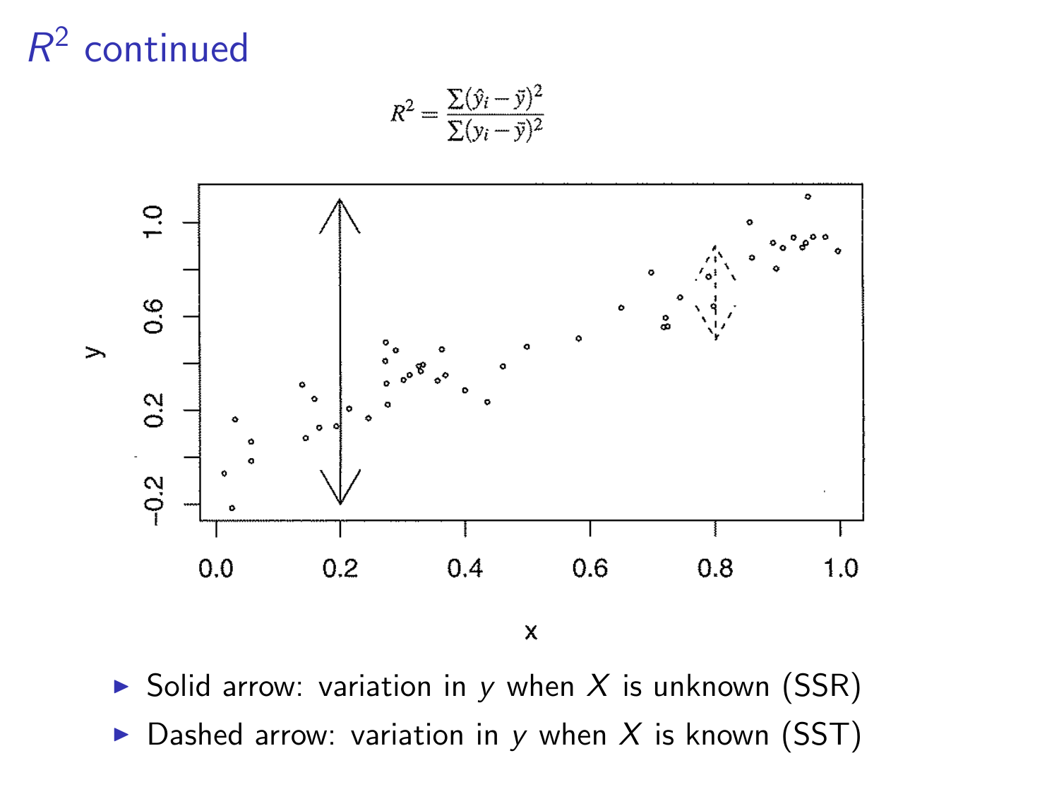# $R^2$ continued

$$R^2 = \frac{\sum(\hat{y}_i - \bar{y})^2}{\sum(y_i - \bar{y})^2}$$

- Solid arrow: variation in $y$ when $X$ is unknown (SSR)
- Dashed arrow: variation in $y$ when $X$ is known (SST)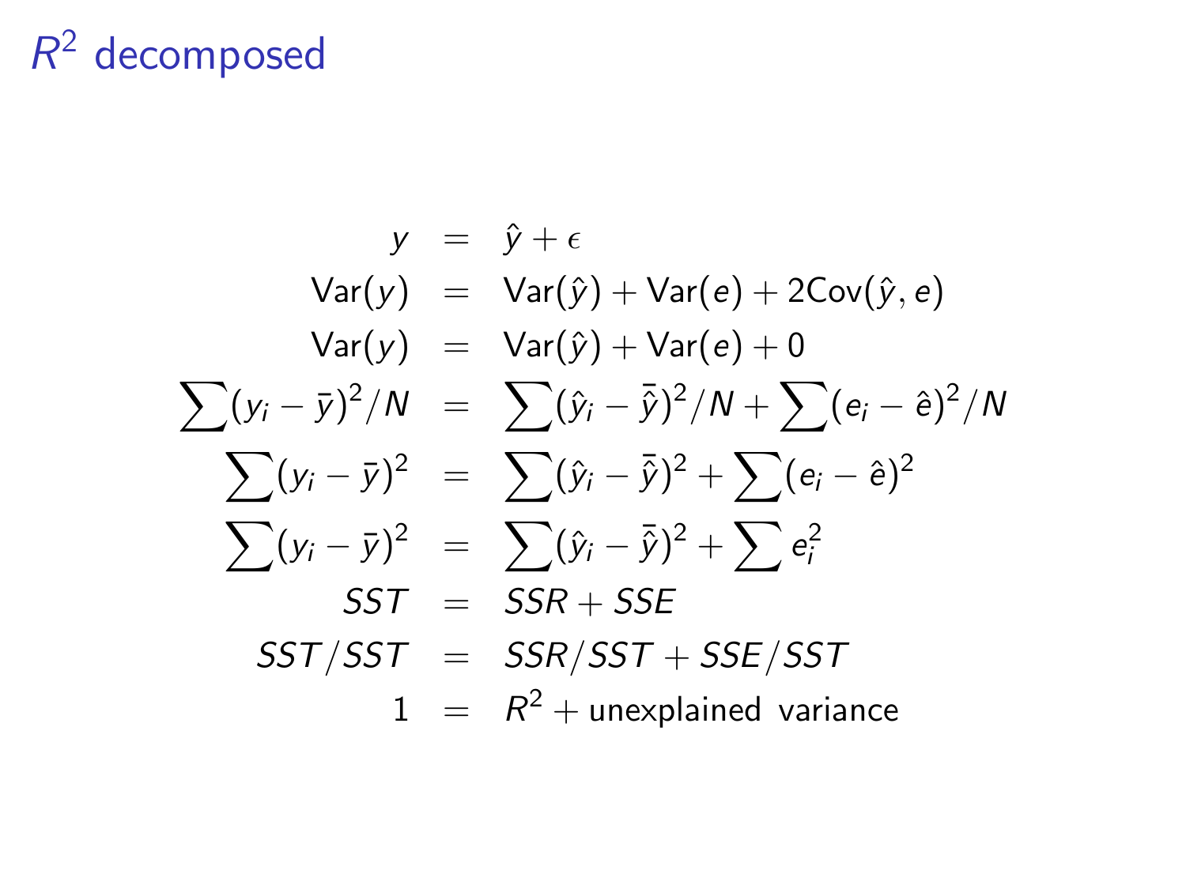# $R^2$ decomposed

$$
\begin{aligned}
y &= \hat{y} + \epsilon \\
\text{Var}(y) &= \text{Var}(\hat{y}) + \text{Var}(e) + 2\text{Cov}(\hat{y}, e) \\
\text{Var}(y) &= \text{Var}(\hat{y}) + \text{Var}(e) + 0 \\
\sum (y_i - \bar{y})^2 / N &= \sum (\hat{y}_i - \bar{\hat{y}})^2 / N + \sum (e_i - \hat{e})^2 / N \\
\sum (y_i - \bar{y})^2 &= \sum (\hat{y}_i - \bar{\hat{y}})^2 + \sum (e_i - \hat{e})^2 \\
\sum (y_i - \bar{y})^2 &= \sum (\hat{y}_i - \bar{\hat{y}})^2 + \sum e_i^2 \\
SST &= SSR + SSE \\
SST/SST &= SSR/SST + SSE/SST \\
1 &= R^2 + \text{unexplained variance}
\end{aligned}
$$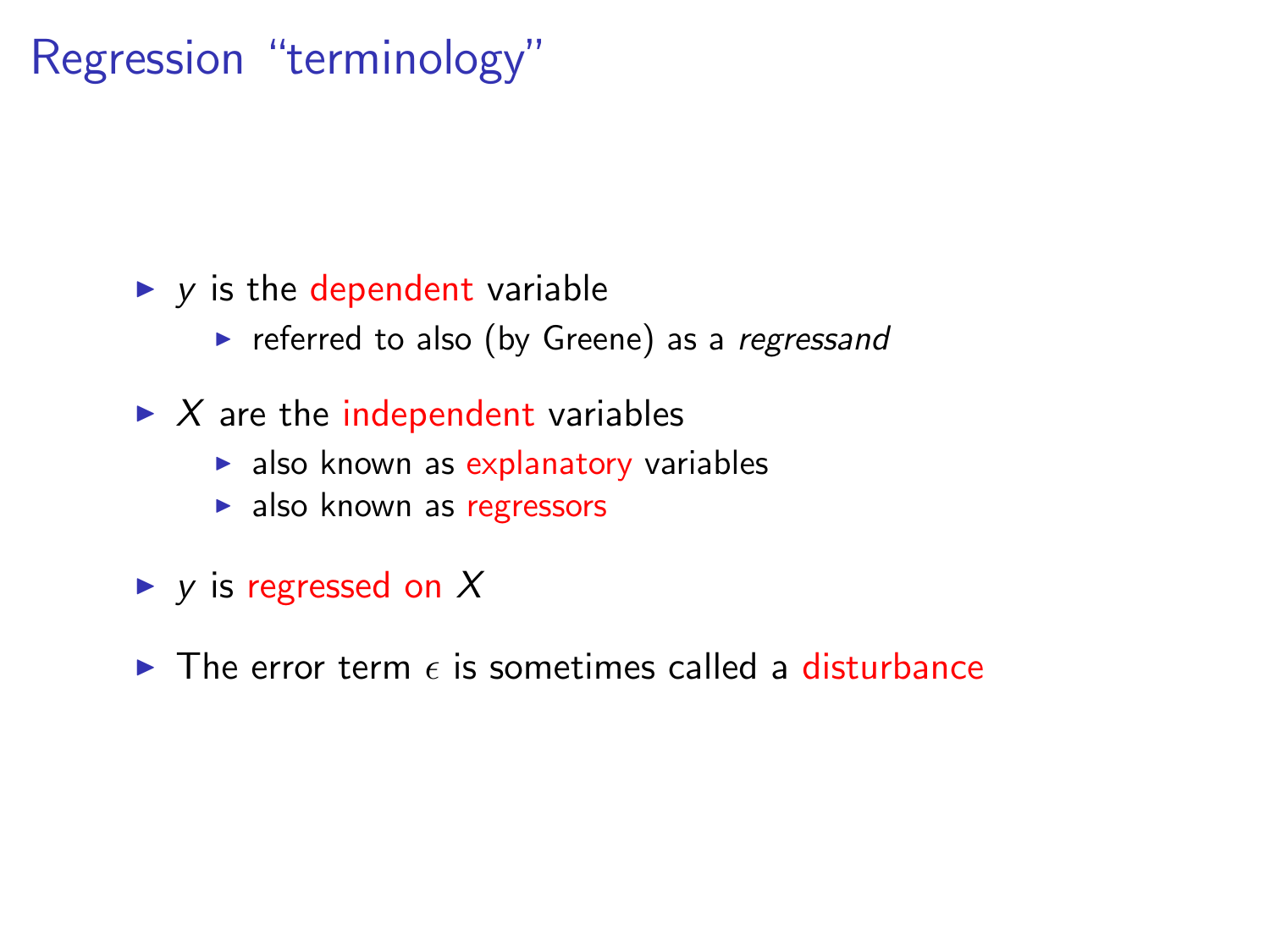# Regression "terminology"

- $y$ is the dependent variable
  - referred to also (by Greene) as a *regressand*
- $X$ are the independent variables
  - also known as explanatory variables
  - also known as regressors
- $y$ is regressed on $X$
- The error term $\epsilon$ is sometimes called a disturbance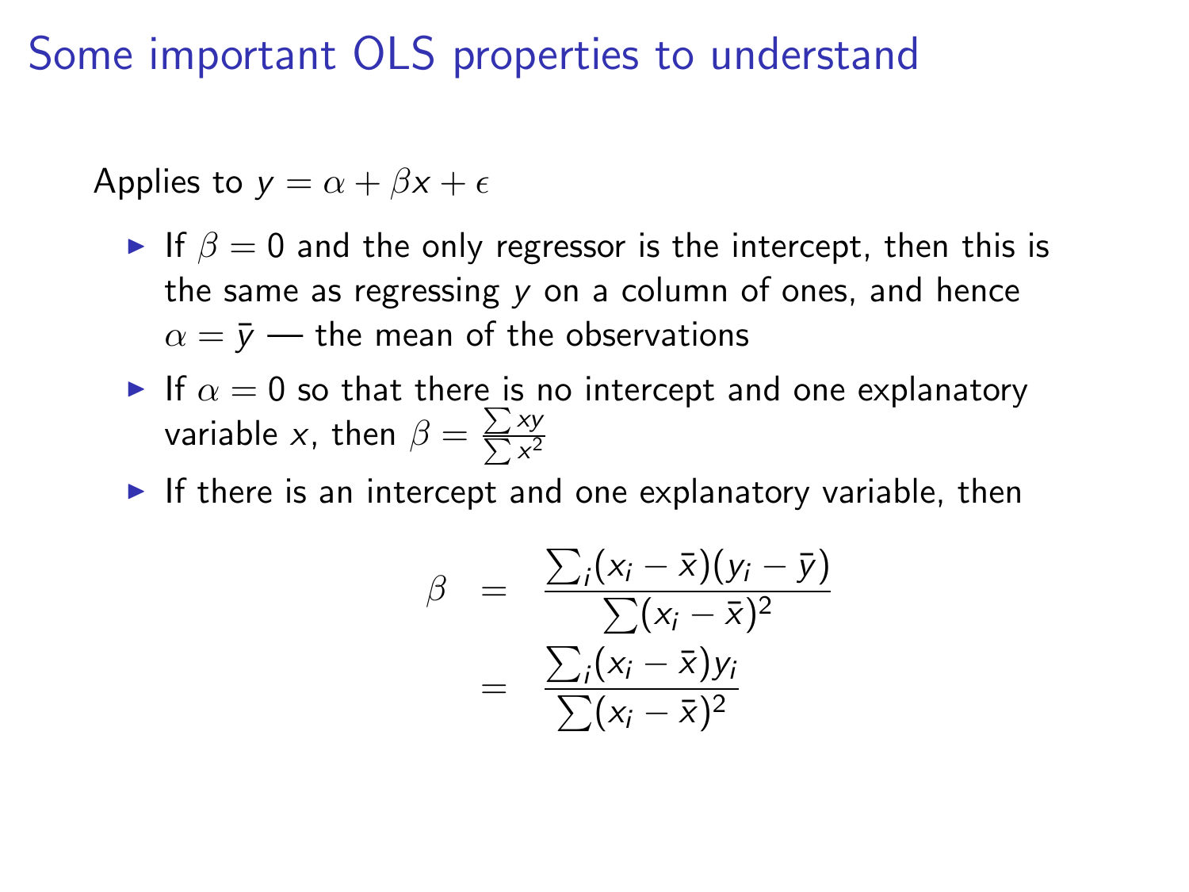# Some important OLS properties to understand

Applies to $y = \alpha + \beta x + \epsilon$

- If $\beta = 0$ and the only regressor is the intercept, then this is the same as regressing $y$ on a column of ones, and hence $\alpha = \bar{y}$ — the mean of the observations
- If $\alpha = 0$ so that there is no intercept and one explanatory variable $x$, then $\beta = \frac{\sum xy}{\sum x^2}$
- If there is an intercept and one explanatory variable, then

$$
\begin{aligned}
\beta &= \frac{\sum_i (x_i - \bar{x})(y_i - \bar{y})}{\sum (x_i - \bar{x})^2} \\
&= \frac{\sum_i (x_i - \bar{x}) y_i}{\sum (x_i - \bar{x})^2}
\end{aligned}
$$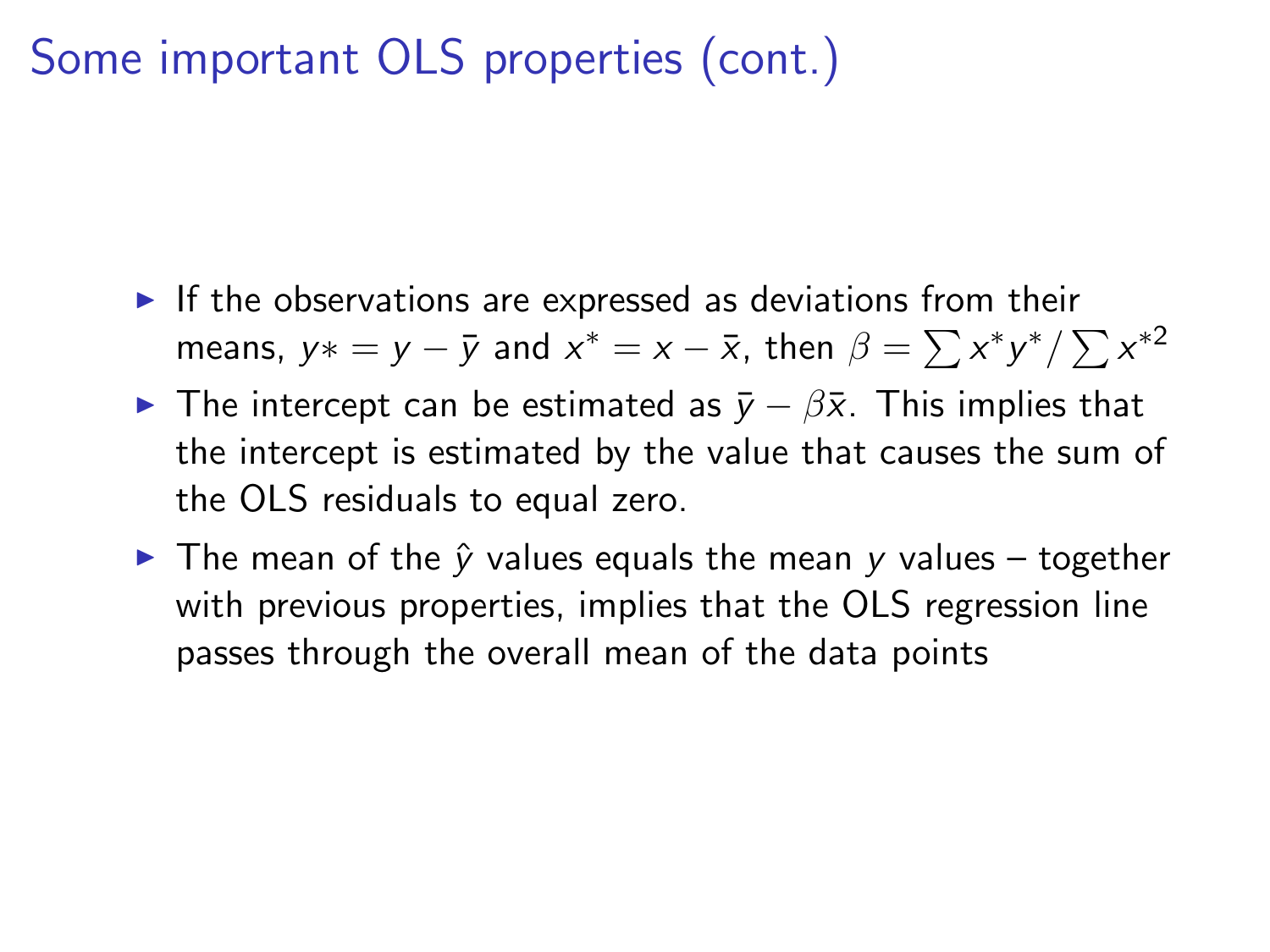# Some important OLS properties (cont.)

- If the observations are expressed as deviations from their means, $y* = y - \bar{y}$ and $x^* = x - \bar{x}$, then $\beta = \sum x^* y^* / \sum x^{*2}$
- The intercept can be estimated as $\bar{y} - \beta\bar{x}$. This implies that the intercept is estimated by the value that causes the sum of the OLS residuals to equal zero.
- The mean of the $\hat{y}$ values equals the mean $y$ values – together with previous properties, implies that the OLS regression line passes through the overall mean of the data points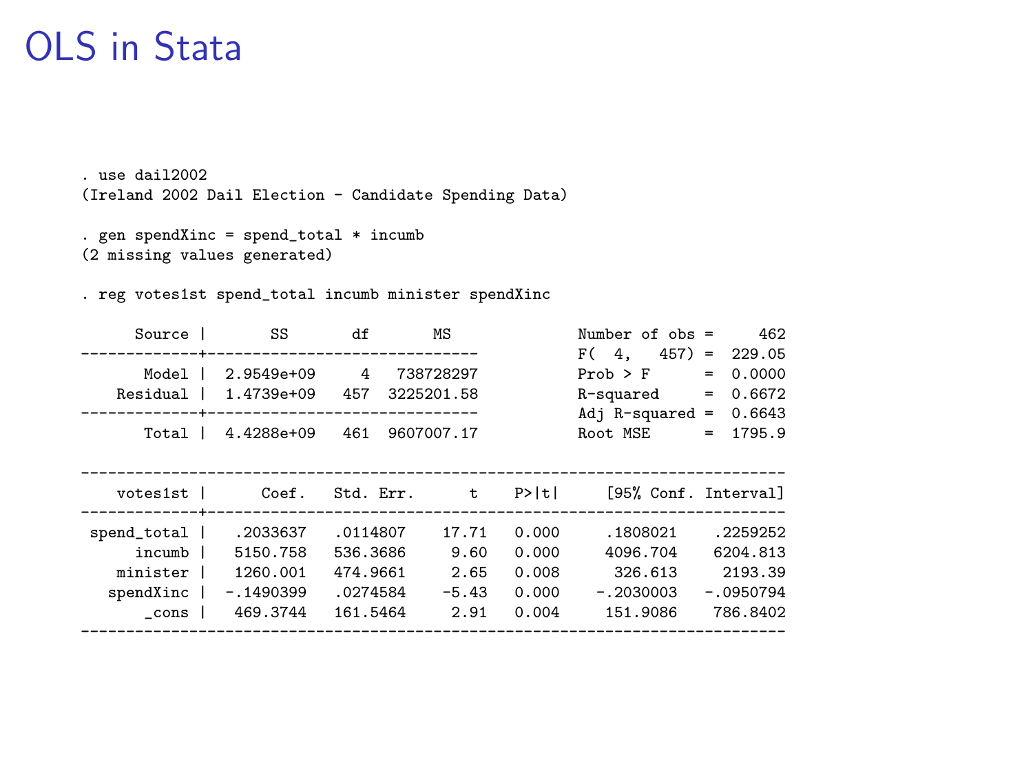# OLS in Stata

```
. use dail2002
(Ireland 2002 Dail Election - Candidate Spending Data)

. gen spendXinc = spend_total * incumb
(2 missing values generated)

. reg votes1st spend_total incumb minister spendXinc

      Source |       SS       df       MS              Number of obs =     462
-------------+------------------------------           F(  4,   457) =  229.05
       Model |  2.9549e+09     4   738728297           Prob > F      =  0.0000
    Residual |  1.4739e+09   457  3225201.58           R-squared     =  0.6672
-------------+------------------------------           Adj R-squared =  0.6643
       Total |  4.4288e+09   461  9607007.17           Root MSE      =  1795.9

------------------------------------------------------------------------------
    votes1st |      Coef.   Std. Err.      t    P>|t|     [95% Conf. Interval]
-------------+----------------------------------------------------------------
 spend_total |   .2033637   .0114807    17.71   0.000     .1808021    .2259252
      incumb |   5150.758   536.3686     9.60   0.000     4096.704    6204.813
    minister |   1260.001   474.9661     2.65   0.008      326.613     2193.39
   spendXinc |  -.1490399   .0274584    -5.43   0.000    -.2030003   -.0950794
       _cons |   469.3744   161.5464     2.91   0.004     151.9086    786.8402
------------------------------------------------------------------------------
```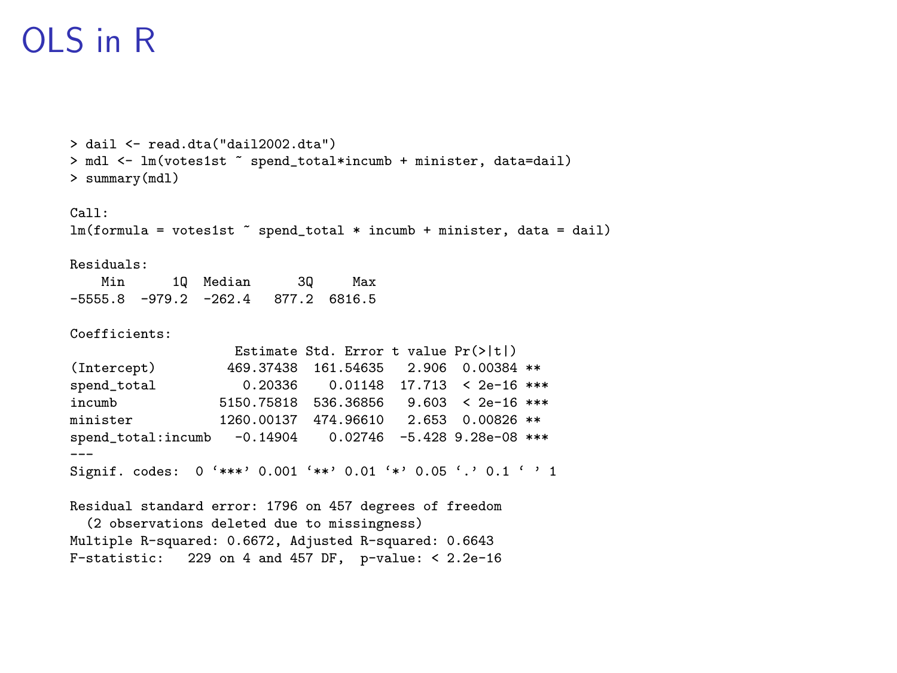# OLS in R

```
> dail <- read.dta("dail2002.dta")
> mdl <- lm(votes1st ~ spend_total*incumb + minister, data=dail)
> summary(mdl)

Call:
lm(formula = votes1st ~ spend_total * incumb + minister, data = dail)

Residuals:
    Min      1Q  Median      3Q     Max 
-5555.8  -979.2  -262.4   877.2  6816.5 

Coefficients:
                     Estimate Std. Error t value Pr(>|t|)    
(Intercept)         469.37438  161.54635   2.906  0.00384 ** 
spend_total           0.20336    0.01148  17.713  < 2e-16 ***
incumb             5150.75818  536.36856   9.603  < 2e-16 ***
minister           1260.00137  474.96610   2.653  0.00826 ** 
spend_total:incumb   -0.14904    0.02746  -5.428 9.28e-08 ***
---
Signif. codes:  0 ‘***’ 0.001 ‘**’ 0.01 ‘*’ 0.05 ‘.’ 0.1 ‘ ’ 1

Residual standard error: 1796 on 457 degrees of freedom
  (2 observations deleted due to missingness)
Multiple R-squared: 0.6672, Adjusted R-squared: 0.6643
F-statistic:   229 on 4 and 457 DF,  p-value: < 2.2e-16
```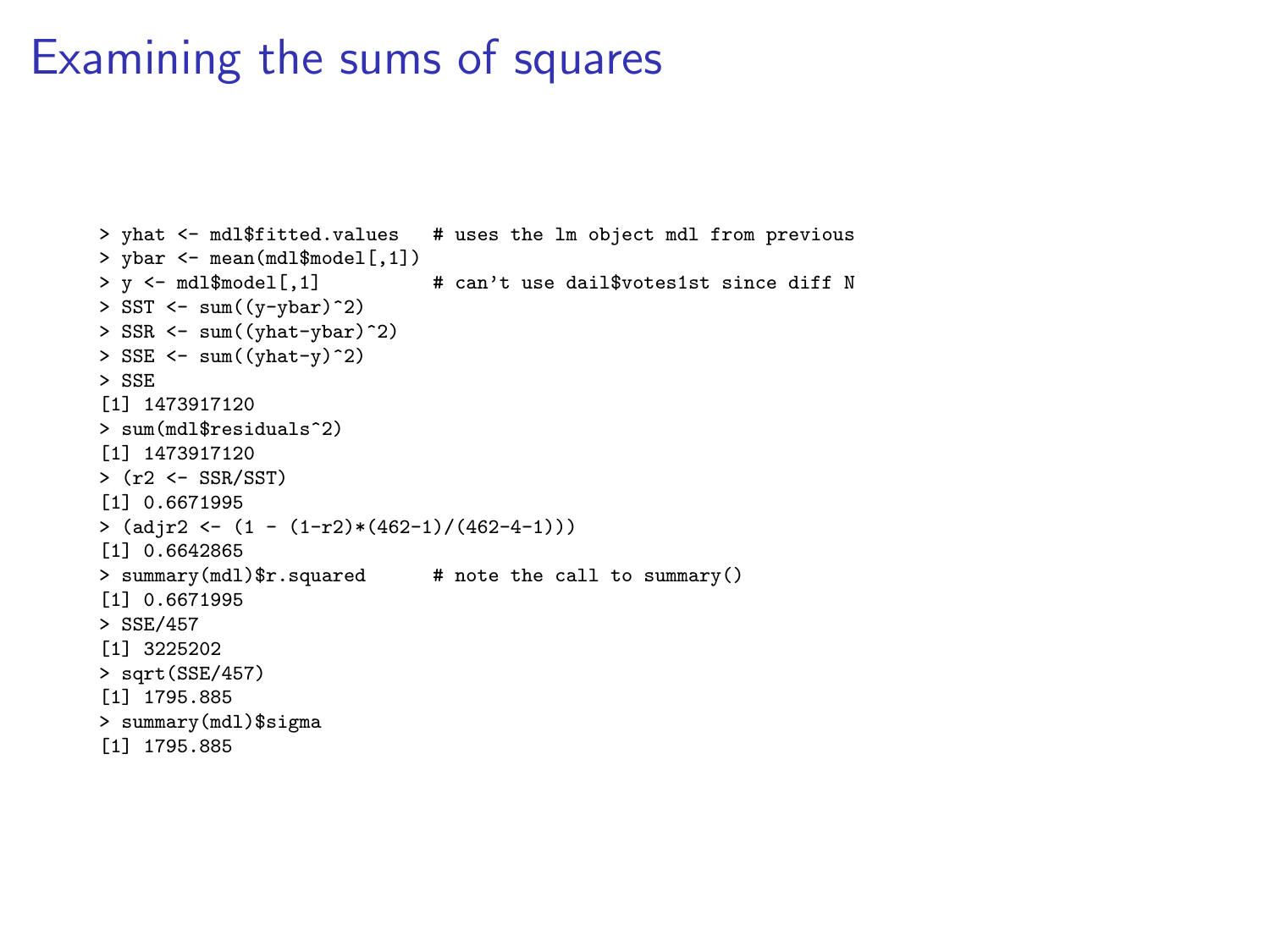# Examining the sums of squares

```
> yhat <- mdl$fitted.values   # uses the lm object mdl from previous
> ybar <- mean(mdl$model[,1])
> y <- mdl$model[,1]          # can't use dail$votes1st since diff N
> SST <- sum((y-ybar)^2)
> SSR <- sum((yhat-ybar)^2)
> SSE <- sum((yhat-y)^2)
> SSE
[1] 1473917120
> sum(mdl$residuals^2)
[1] 1473917120
> (r2 <- SSR/SST)
[1] 0.6671995
> (adjr2 <- (1 - (1-r2)*(462-1)/(462-4-1)))
[1] 0.6642865
> summary(mdl)$r.squared      # note the call to summary()
[1] 0.6671995
> SSE/457
[1] 3225202
> sqrt(SSE/457)
[1] 1795.885
> summary(mdl)$sigma
[1] 1795.885
```